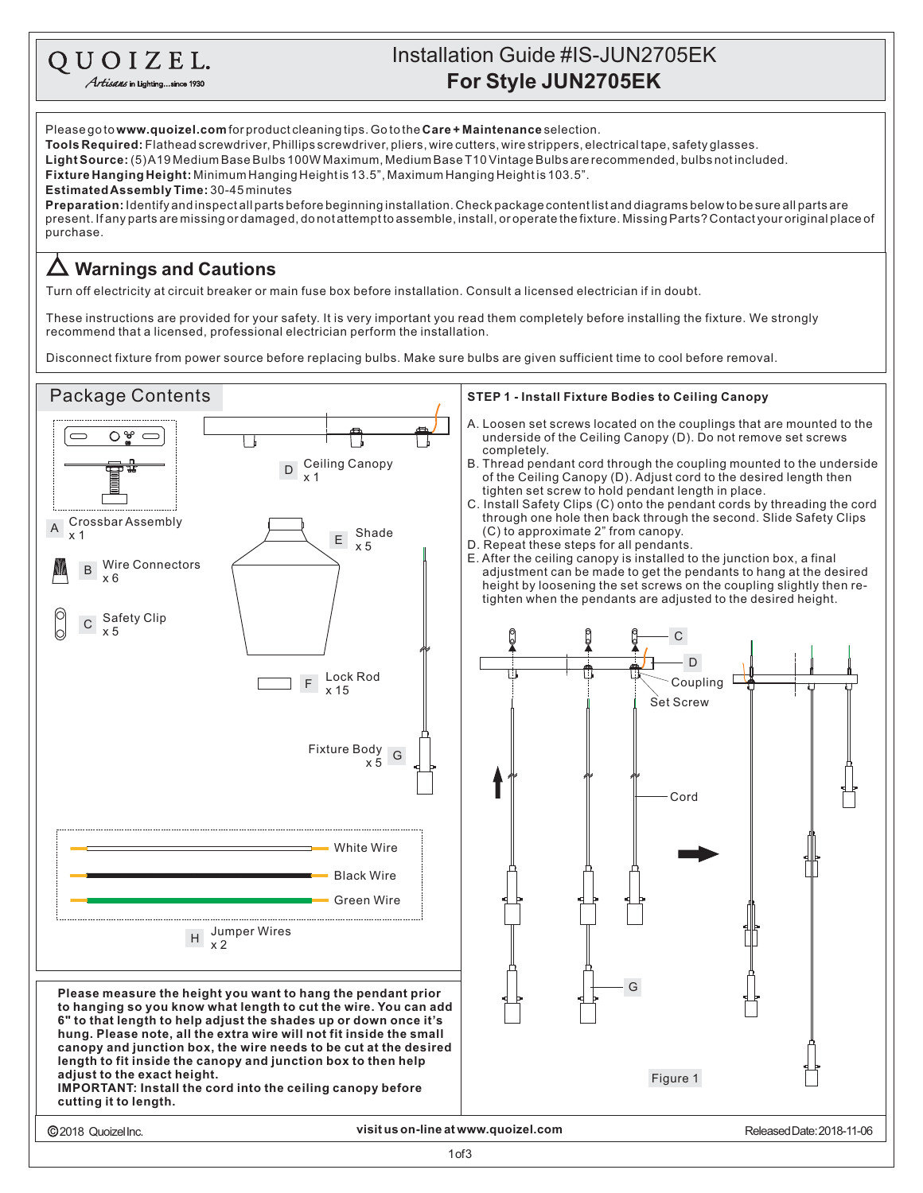QUOIZEL.
*Artisans in Lighting...since 1930*

# Installation Guide #IS-JUN2705EK
## For Style JUN2705EK

Please go to **www.quoizel.com** for product cleaning tips. Go to the **Care + Maintenance** selection.
**Tools Required:** Flathead screwdriver, Phillips screwdriver, pliers, wire cutters, wire strippers, electrical tape, safety glasses.
**Light Source:** (5)A19 Medium Base Bulbs 100W Maximum, Medium Base T10 Vintage Bulbs are recommended, bulbs not included.
**Fixture Hanging Height:** Minimum Hanging Height is 13.5", Maximum Hanging Height is 103.5".
**Estimated Assembly Time:** 30-45 minutes
**Preparation:** Identify and inspect all parts before beginning installation. Check package content list and diagrams below to be sure all parts are present. If any parts are missing or damaged, do not attempt to assemble, install, or operate the fixture. Missing Parts? Contact your original place of purchase.

## ⚠ Warnings and Cautions

Turn off electricity at circuit breaker or main fuse box before installation. Consult a licensed electrician if in doubt.

These instructions are provided for your safety. It is very important you read them completely before installing the fixture. We strongly recommend that a licensed, professional electrician perform the installation.

Disconnect fixture from power source before replacing bulbs. Make sure bulbs are given sufficient time to cool before removal.

## Package Contents

- A – Crossbar Assembly x 1
- B – Wire Connectors x 6
- C – Safety Clip x 5
- D – Ceiling Canopy x 1
- E – Shade x 5
- F – Lock Rod x 15
- G – Fixture Body x 5
- H – Jumper Wires x 2 (White Wire, Black Wire, Green Wire)

**Please measure the height you want to hang the pendant prior to hanging so you know what length to cut the wire. You can add 6" to that length to help adjust the shades up or down once it's hung. Please note, all the extra wire will not fit inside the small canopy and junction box, the wire needs to be cut at the desired length to fit inside the canopy and junction box to then help adjust to the exact height.**
**IMPORTANT: Install the cord into the ceiling canopy before cutting it to length.**

### STEP 1 - Install Fixture Bodies to Ceiling Canopy

A. Loosen set screws located on the couplings that are mounted to the underside of the Ceiling Canopy (D). Do not remove set screws completely.
B. Thread pendant cord through the coupling mounted to the underside of the Ceiling Canopy (D). Adjust cord to the desired length then tighten set screw to hold pendant length in place.
C. Install Safety Clips (C) onto the pendant cords by threading the cord through one hole then back through the second. Slide Safety Clips (C) to approximate 2" from canopy.
D. Repeat these steps for all pendants.
E. After the ceiling canopy is installed to the junction box, a final adjustment can be made to get the pendants to hang at the desired height by loosening the set screws on the coupling slightly then re-tighten when the pendants are adjusted to the desired height.

C, D, Coupling, Set Screw, Cord, G

Figure 1

©2018 Quoizel Inc. **visit us on-line at www.quoizel.com** Released Date: 2018-11-06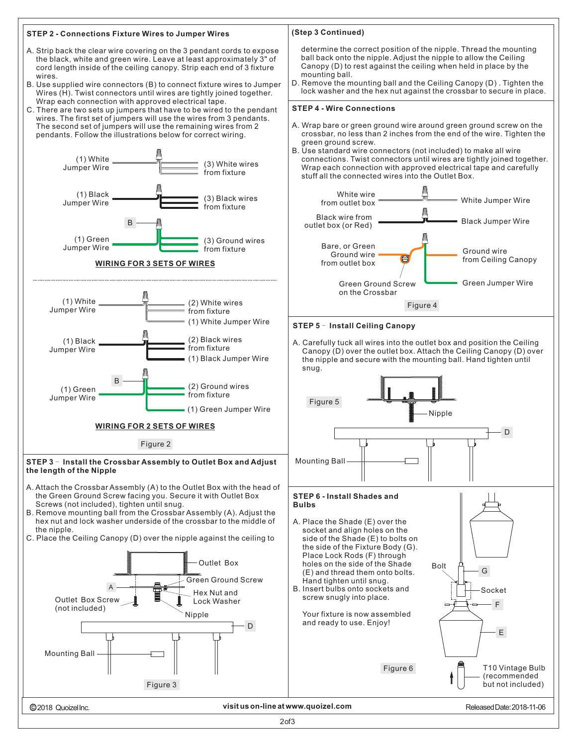## STEP 2 - Connections Fixture Wires to Jumper Wires

A. Strip back the clear wire covering on the 3 pendant cords to expose the black, white and green wire. Leave at least approximately 3" of cord length inside of the ceiling canopy. Strip each end of 3 fixture wires.

B. Use supplied wire connectors (B) to connect fixture wires to Jumper Wires (H). Twist connectors until wires are tightly joined together. Wrap each connection with approved electrical tape.

C. There are two sets up jumpers that have to be wired to the pendant wires. The first set of jumpers will use the wires from 3 pendants. The second set of jumpers will use the remaining wires from 2 pendants. Follow the illustrations below for correct wiring.

(1) White Jumper Wire — (3) White wires from fixture

(1) Black Jumper Wire — (3) Black wires from fixture

B

(1) Green Jumper Wire — (3) Ground wires from fixture

**WIRING FOR 3 SETS OF WIRES**

(1) White Jumper Wire — (2) White wires from fixture — (1) White Jumper Wire

(1) Black Jumper Wire — (2) Black wires from fixture — (1) Black Jumper Wire

B

(1) Green Jumper Wire — (2) Ground wires from fixture — (1) Green Jumper Wire

**WIRING FOR 2 SETS OF WIRES**

Figure 2

## STEP 3 - Install the Crossbar Assembly to Outlet Box and Adjust the length of the Nipple

A. Attach the Crossbar Assembly (A) to the Outlet Box with the head of the Green Ground Screw facing you. Secure it with Outlet Box Screws (not included), tighten until snug.

B. Remove mounting ball from the Crossbar Assembly (A). Adjust the hex nut and lock washer underside of the crossbar to the middle of the nipple.

C. Place the Ceiling Canopy (D) over the nipple against the ceiling to determine the correct position of the nipple. Thread the mounting ball back onto the nipple. Adjust the nipple to allow the Ceiling Canopy (D) to rest against the ceiling when held in place by the mounting ball.

D. Remove the mounting ball and the Ceiling Canopy (D). Tighten the lock washer and the hex nut against the crossbar to secure in place.

Outlet Box, Green Ground Screw, A, Hex Nut and Lock Washer, Outlet Box Screw (not included), Nipple, D, Mounting Ball

Figure 3

## STEP 4 - Wire Connections

A. Wrap bare or green ground wire around green ground screw on the crossbar, no less than 2 inches from the end of the wire. Tighten the green ground screw.

B. Use standard wire connectors (not included) to make all wire connections. Twist connectors until wires are tightly joined together. Wrap each connection with approved electrical tape and carefully stuff all the connected wires into the Outlet Box.

White wire from outlet box — White Jumper Wire

Black wire from outlet box (or Red) — Black Jumper Wire

Bare, or Green Ground wire from outlet box — Ground wire from Ceiling Canopy

Green Ground Screw on the Crossbar — Green Jumper Wire

Figure 4

## STEP 5 - Install Ceiling Canopy

A. Carefully tuck all wires into the outlet box and position the Ceiling Canopy (D) over the outlet box. Attach the Ceiling Canopy (D) over the nipple and secure with the mounting ball. Hand tighten until snug.

Figure 5

Nipple, D, Mounting Ball

## STEP 6 - Install Shades and Bulbs

A. Place the Shade (E) over the socket and align holes on the side of the Shade (E) to bolts on the side of the Fixture Body (G). Place Lock Rods (F) through holes on the side of the Shade (E) and thread them onto bolts. Hand tighten until snug.

B. Insert bulbs onto sockets and screw snugly into place.

Your fixture is now assembled and ready to use. Enjoy!

Bolt, G, Socket, F, E

T10 Vintage Bulb (recommended but not included)

Figure 6

©2018 Quoizel Inc. visit us on-line at www.quoizel.com Released Date: 2018-11-06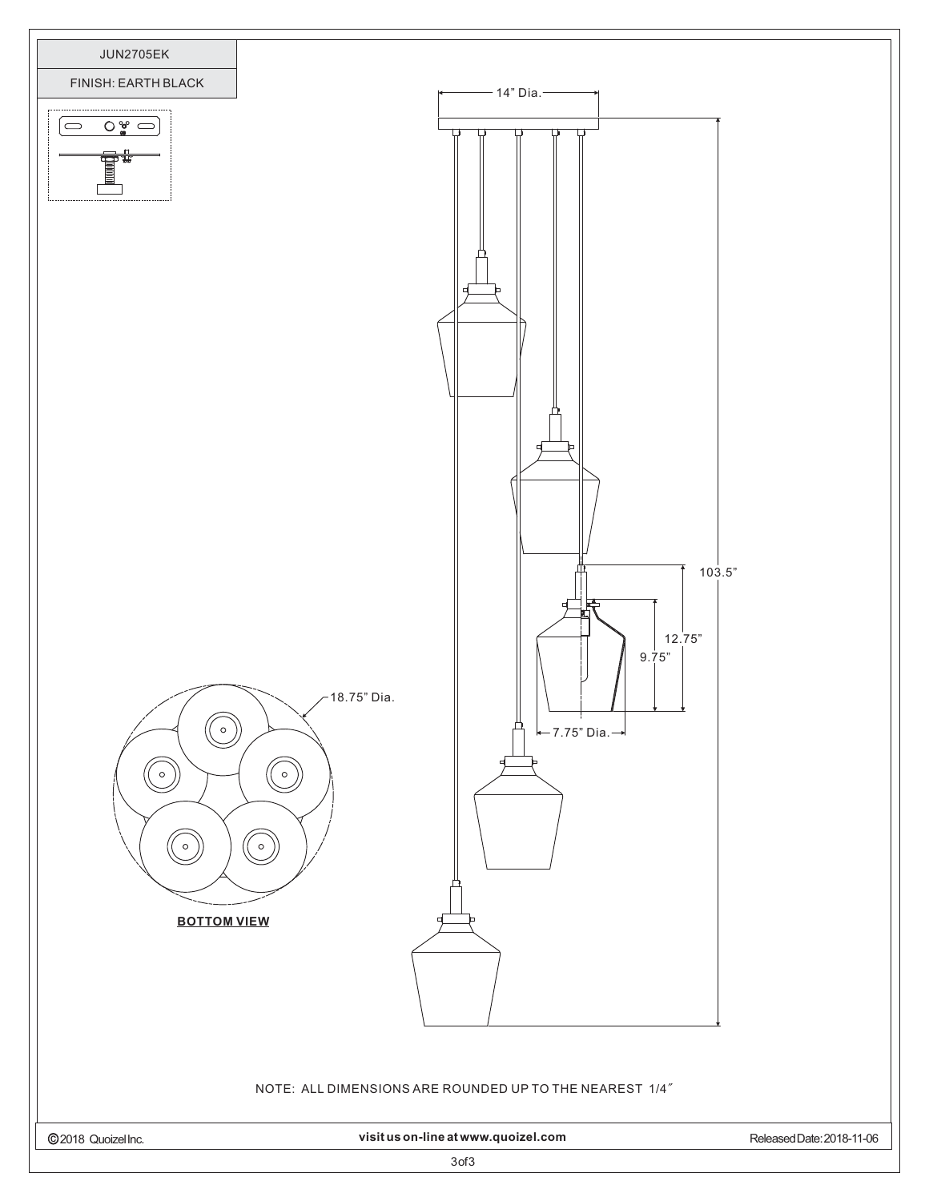| JUN2705EK |
| --- |
| FINISH: EARTH BLACK |

14" Dia.

103.5"

12.75"

9.75"

7.75" Dia.

18.75" Dia.

**BOTTOM VIEW**

NOTE: ALL DIMENSIONS ARE ROUNDED UP TO THE NEAREST 1/4"

©2018 Quoizel Inc.

**visit us on-line at www.quoizel.com**

Released Date: 2018-11-06